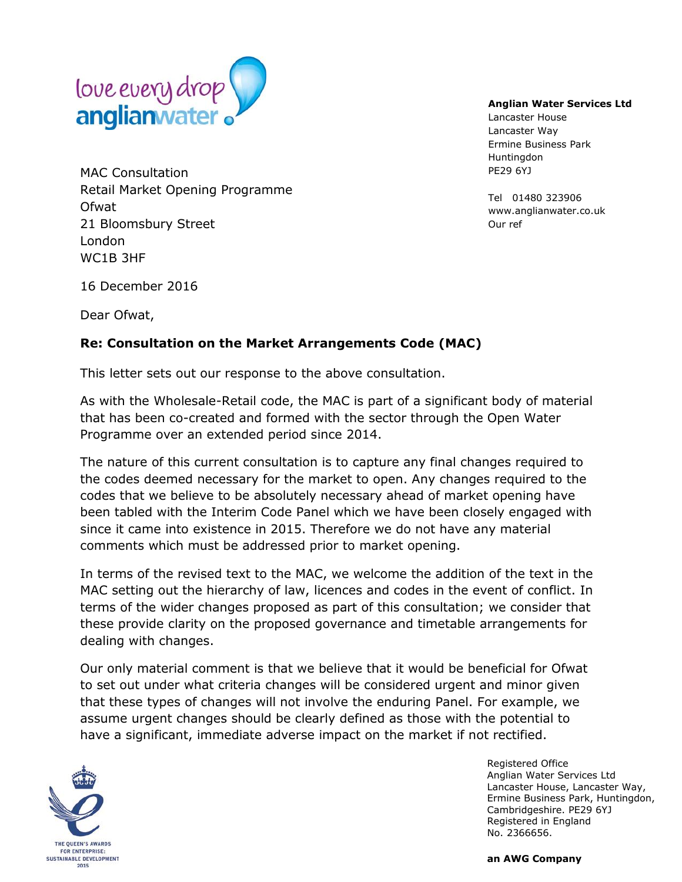love every drop
anglianwater

**Anglian Water Services Ltd**
Lancaster House
Lancaster Way
Ermine Business Park
Huntingdon
PE29 6YJ

Tel 01480 323906
www.anglianwater.co.uk
Our ref

MAC Consultation
Retail Market Opening Programme
Ofwat
21 Bloomsbury Street
London
WC1B 3HF

16 December 2016

Dear Ofwat,

**Re: Consultation on the Market Arrangements Code (MAC)**

This letter sets out our response to the above consultation.

As with the Wholesale-Retail code, the MAC is part of a significant body of material that has been co-created and formed with the sector through the Open Water Programme over an extended period since 2014.

The nature of this current consultation is to capture any final changes required to the codes deemed necessary for the market to open. Any changes required to the codes that we believe to be absolutely necessary ahead of market opening have been tabled with the Interim Code Panel which we have been closely engaged with since it came into existence in 2015. Therefore we do not have any material comments which must be addressed prior to market opening.

In terms of the revised text to the MAC, we welcome the addition of the text in the MAC setting out the hierarchy of law, licences and codes in the event of conflict. In terms of the wider changes proposed as part of this consultation; we consider that these provide clarity on the proposed governance and timetable arrangements for dealing with changes.

Our only material comment is that we believe that it would be beneficial for Ofwat to set out under what criteria changes will be considered urgent and minor given that these types of changes will not involve the enduring Panel. For example, we assume urgent changes should be clearly defined as those with the potential to have a significant, immediate adverse impact on the market if not rectified.

THE QUEEN'S AWARDS FOR ENTERPRISE: SUSTAINABLE DEVELOPMENT 2015

Registered Office
Anglian Water Services Ltd
Lancaster House, Lancaster Way,
Ermine Business Park, Huntingdon,
Cambridgeshire. PE29 6YJ
Registered in England
No. 2366656.

**an AWG Company**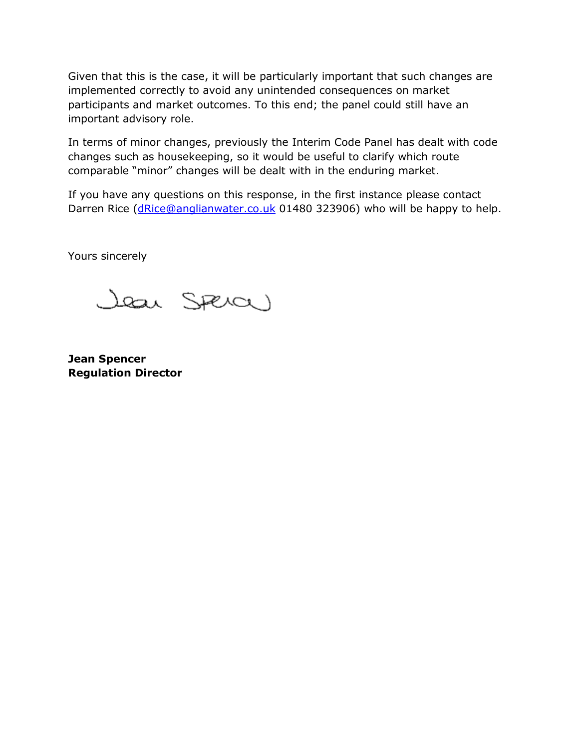Given that this is the case, it will be particularly important that such changes are implemented correctly to avoid any unintended consequences on market participants and market outcomes. To this end; the panel could still have an important advisory role.

In terms of minor changes, previously the Interim Code Panel has dealt with code changes such as housekeeping, so it would be useful to clarify which route comparable "minor" changes will be dealt with in the enduring market.

If you have any questions on this response, in the first instance please contact Darren Rice (dRice@anglianwater.co.uk 01480 323906) who will be happy to help.

Yours sincerely

**Jean Spencer**
**Regulation Director**